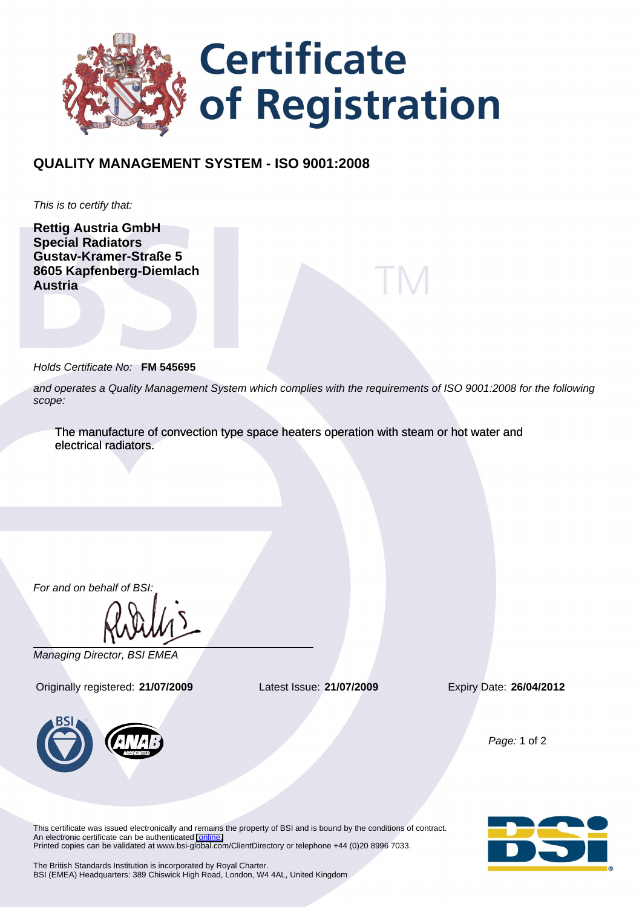# Certificate of Registration

## QUALITY MANAGEMENT SYSTEM - ISO 9001:2008

*This is to certify that:*

**Rettig Austria GmbH**
**Special Radiators**
**Gustav-Kramer-Straße 5**
**8605 Kapfenberg-Diemlach**
**Austria**

*Holds Certificate No:* **FM 545695**

*and operates a Quality Management System which complies with the requirements of ISO 9001:2008 for the following scope:*

The manufacture of convection type space heaters operation with steam or hot water and electrical radiators.

*For and on behalf of BSI:*

*Managing Director, BSI EMEA*

Originally registered: **21/07/2009** Latest Issue: **21/07/2009** Expiry Date: **26/04/2012**

This certificate was issued electronically and remains the property of BSI and is bound by the conditions of contract.
An electronic certificate can be authenticated online.
Printed copies can be validated at www.bsi-global.com/ClientDirectory or telephone +44 (0)20 8996 7033.

The British Standards Institution is incorporated by Royal Charter.
BSI (EMEA) Headquarters: 389 Chiswick High Road, London, W4 4AL, United Kingdom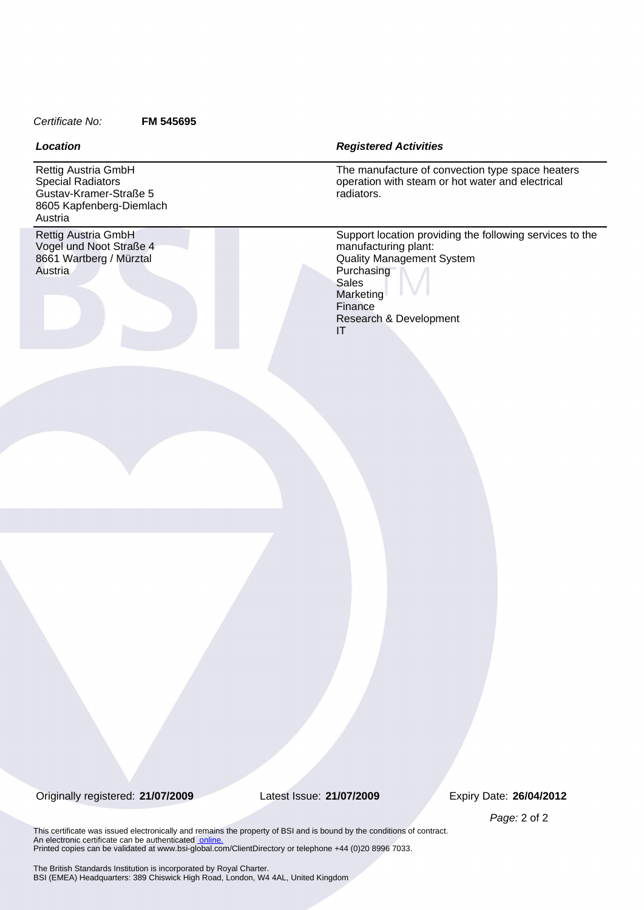*Certificate No:* **FM 545695**

| ***Location*** | ***Registered Activities*** |
| --- | --- |
| Rettig Austria GmbH<br>Special Radiators<br>Gustav-Kramer-Straße 5<br>8605 Kapfenberg-Diemlach<br>Austria | The manufacture of convection type space heaters operation with steam or hot water and electrical radiators. |
| Rettig Austria GmbH<br>Vogel und Noot Straße 4<br>8661 Wartberg / Mürztal<br>Austria | Support location providing the following services to the manufacturing plant:<br>Quality Management System<br>Purchasing<br>Sales<br>Marketing<br>Finance<br>Research & Development<br>IT |

Originally registered: **21/07/2009** Latest Issue: **21/07/2009** Expiry Date: **26/04/2012**

This certificate was issued electronically and remains the property of BSI and is bound by the conditions of contract.
An electronic certificate can be authenticated online.
Printed copies can be validated at www.bsi-global.com/ClientDirectory or telephone +44 (0)20 8996 7033.

The British Standards Institution is incorporated by Royal Charter.
BSI (EMEA) Headquarters: 389 Chiswick High Road, London, W4 4AL, United Kingdom